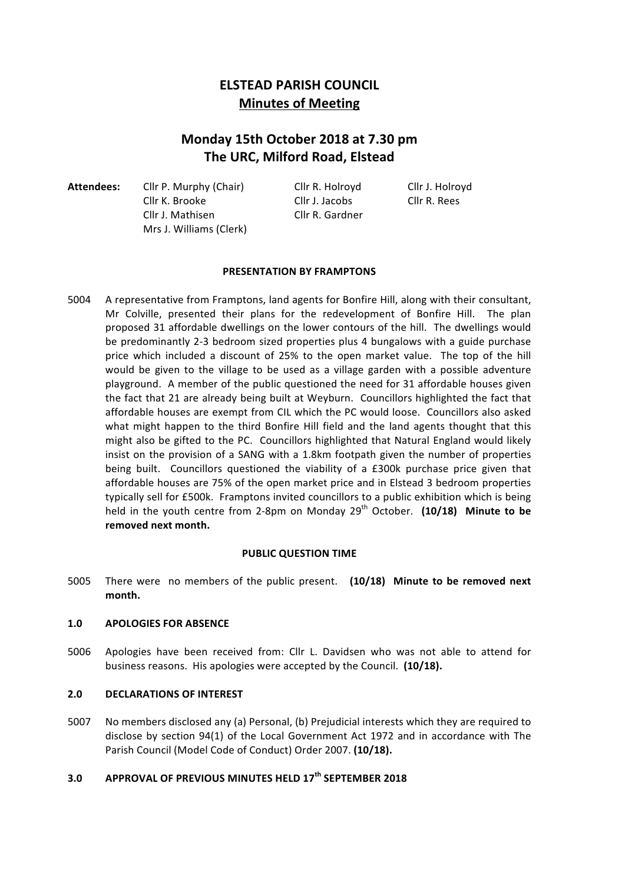# ELSTEAD PARISH COUNCIL

## Minutes of Meeting

## Monday 15th October 2018 at 7.30 pm
## The URC, Milford Road, Elstead

**Attendees:**

| | | |
|---|---|---|
| Cllr P. Murphy (Chair) | Cllr R. Holroyd | Cllr J. Holroyd |
| Cllr K. Brooke | Cllr J. Jacobs | Cllr R. Rees |
| Cllr J. Mathisen | Cllr R. Gardner | |
| Mrs J. Williams (Clerk) | | |

**PRESENTATION BY FRAMPTONS**

5004 A representative from Framptons, land agents for Bonfire Hill, along with their consultant, Mr Colville, presented their plans for the redevelopment of Bonfire Hill. The plan proposed 31 affordable dwellings on the lower contours of the hill. The dwellings would be predominantly 2-3 bedroom sized properties plus 4 bungalows with a guide purchase price which included a discount of 25% to the open market value. The top of the hill would be given to the village to be used as a village garden with a possible adventure playground. A member of the public questioned the need for 31 affordable houses given the fact that 21 are already being built at Weyburn. Councillors highlighted the fact that affordable houses are exempt from CIL which the PC would loose. Councillors also asked what might happen to the third Bonfire Hill field and the land agents thought that this might also be gifted to the PC. Councillors highlighted that Natural England would likely insist on the provision of a SANG with a 1.8km footpath given the number of properties being built. Councillors questioned the viability of a £300k purchase price given that affordable houses are 75% of the open market price and in Elstead 3 bedroom properties typically sell for £500k. Framptons invited councillors to a public exhibition which is being held in the youth centre from 2-8pm on Monday 29th October. **(10/18) Minute to be removed next month.**

**PUBLIC QUESTION TIME**

5005 There were no members of the public present. **(10/18) Minute to be removed next month.**

**1.0 APOLOGIES FOR ABSENCE**

5006 Apologies have been received from: Cllr L. Davidsen who was not able to attend for business reasons. His apologies were accepted by the Council. **(10/18).**

**2.0 DECLARATIONS OF INTEREST**

5007 No members disclosed any (a) Personal, (b) Prejudicial interests which they are required to disclose by section 94(1) of the Local Government Act 1972 and in accordance with The Parish Council (Model Code of Conduct) Order 2007. **(10/18).**

**3.0 APPROVAL OF PREVIOUS MINUTES HELD 17th SEPTEMBER 2018**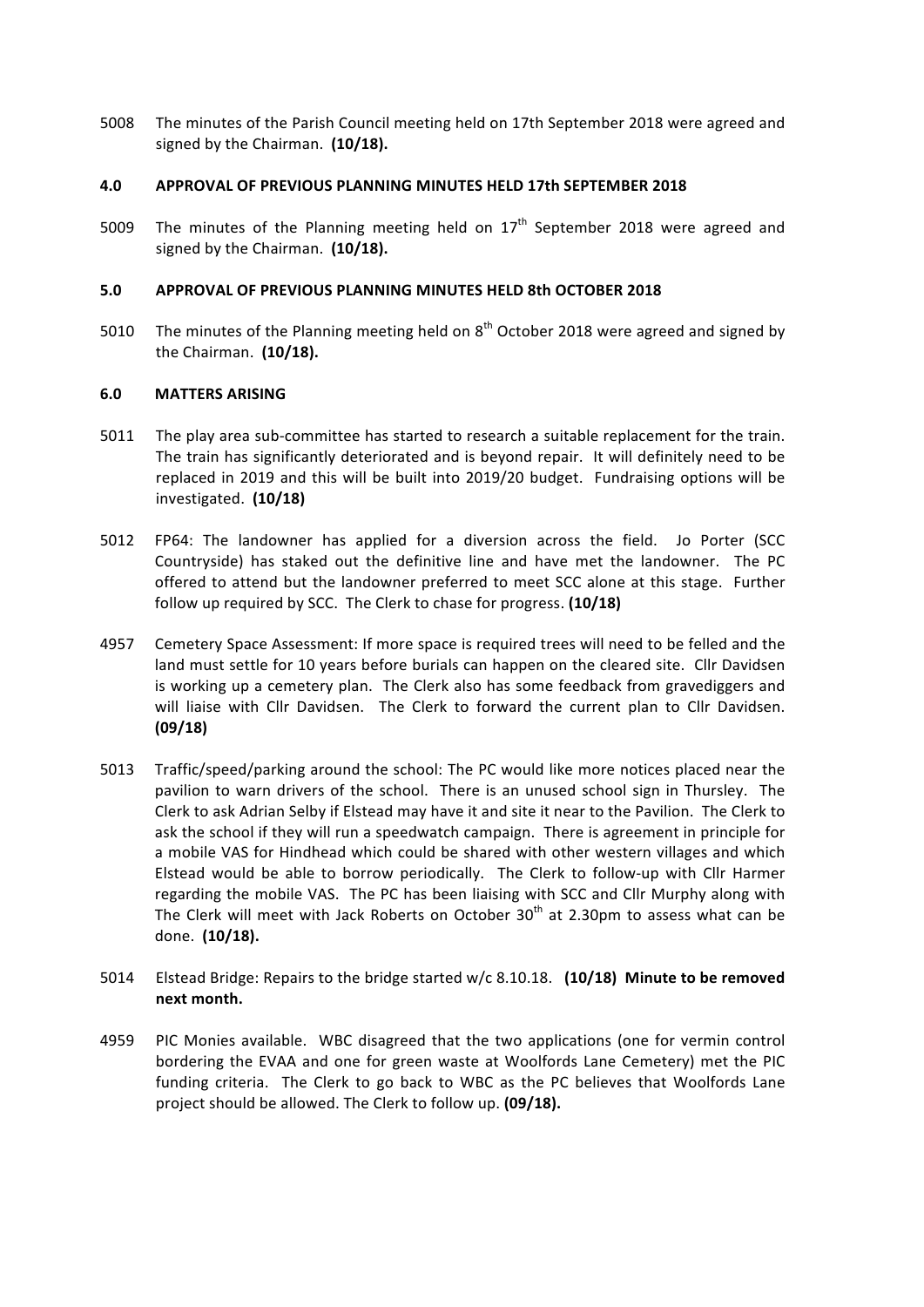5008 The minutes of the Parish Council meeting held on 17th September 2018 were agreed and signed by the Chairman. **(10/18).**

**4.0 APPROVAL OF PREVIOUS PLANNING MINUTES HELD 17th SEPTEMBER 2018**

5009 The minutes of the Planning meeting held on 17th September 2018 were agreed and signed by the Chairman. **(10/18).**

**5.0 APPROVAL OF PREVIOUS PLANNING MINUTES HELD 8th OCTOBER 2018**

5010 The minutes of the Planning meeting held on 8th October 2018 were agreed and signed by the Chairman. **(10/18).**

**6.0 MATTERS ARISING**

5011 The play area sub-committee has started to research a suitable replacement for the train. The train has significantly deteriorated and is beyond repair. It will definitely need to be replaced in 2019 and this will be built into 2019/20 budget. Fundraising options will be investigated. **(10/18)**

5012 FP64: The landowner has applied for a diversion across the field. Jo Porter (SCC Countryside) has staked out the definitive line and have met the landowner. The PC offered to attend but the landowner preferred to meet SCC alone at this stage. Further follow up required by SCC. The Clerk to chase for progress. **(10/18)**

4957 Cemetery Space Assessment: If more space is required trees will need to be felled and the land must settle for 10 years before burials can happen on the cleared site. Cllr Davidsen is working up a cemetery plan. The Clerk also has some feedback from gravediggers and will liaise with Cllr Davidsen. The Clerk to forward the current plan to Cllr Davidsen. **(09/18)**

5013 Traffic/speed/parking around the school: The PC would like more notices placed near the pavilion to warn drivers of the school. There is an unused school sign in Thursley. The Clerk to ask Adrian Selby if Elstead may have it and site it near to the Pavilion. The Clerk to ask the school if they will run a speedwatch campaign. There is agreement in principle for a mobile VAS for Hindhead which could be shared with other western villages and which Elstead would be able to borrow periodically. The Clerk to follow-up with Cllr Harmer regarding the mobile VAS. The PC has been liaising with SCC and Cllr Murphy along with The Clerk will meet with Jack Roberts on October 30th at 2.30pm to assess what can be done. **(10/18).**

5014 Elstead Bridge: Repairs to the bridge started w/c 8.10.18. **(10/18) Minute to be removed next month.**

4959 PIC Monies available. WBC disagreed that the two applications (one for vermin control bordering the EVAA and one for green waste at Woolfords Lane Cemetery) met the PIC funding criteria. The Clerk to go back to WBC as the PC believes that Woolfords Lane project should be allowed. The Clerk to follow up. **(09/18).**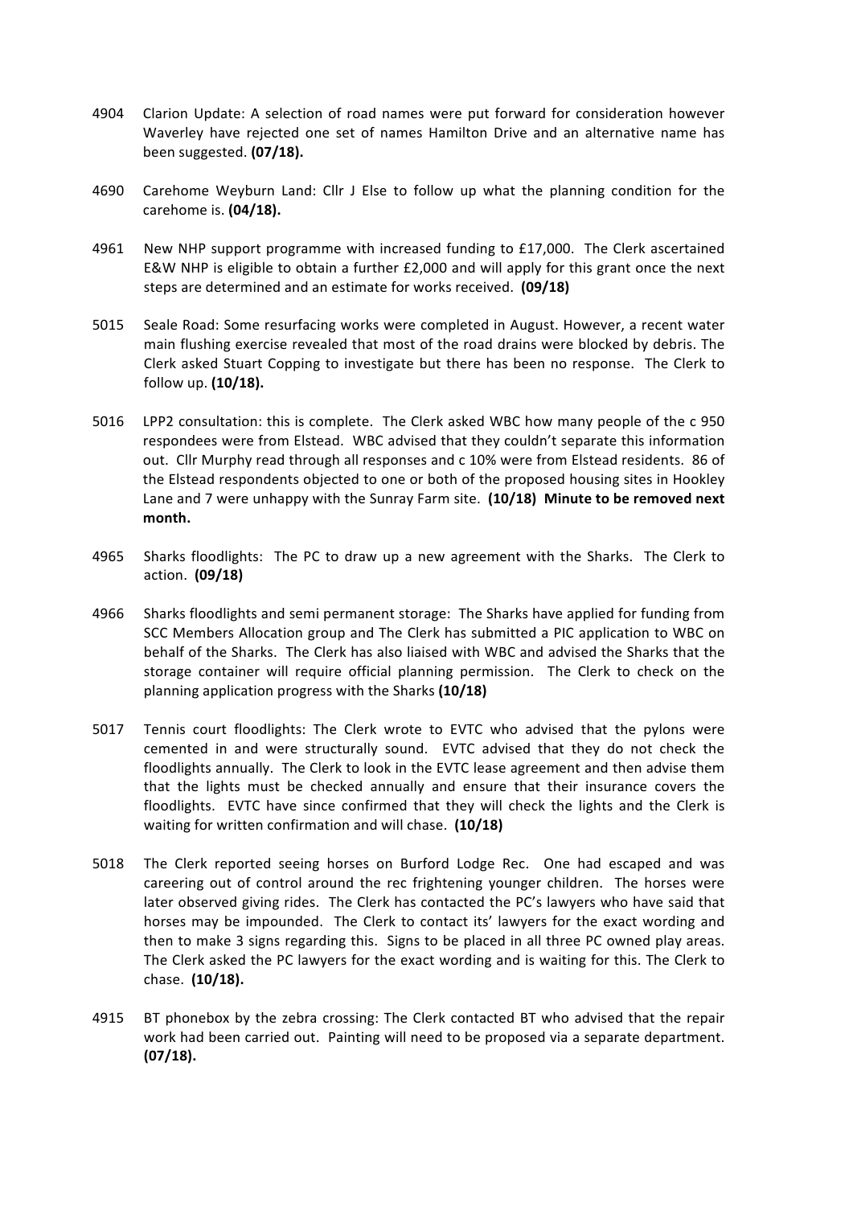4904 Clarion Update: A selection of road names were put forward for consideration however Waverley have rejected one set of names Hamilton Drive and an alternative name has been suggested. **(07/18).**

4690 Carehome Weyburn Land: Cllr J Else to follow up what the planning condition for the carehome is. **(04/18).**

4961 New NHP support programme with increased funding to £17,000. The Clerk ascertained E&W NHP is eligible to obtain a further £2,000 and will apply for this grant once the next steps are determined and an estimate for works received. **(09/18)**

5015 Seale Road: Some resurfacing works were completed in August. However, a recent water main flushing exercise revealed that most of the road drains were blocked by debris. The Clerk asked Stuart Copping to investigate but there has been no response. The Clerk to follow up. **(10/18).**

5016 LPP2 consultation: this is complete. The Clerk asked WBC how many people of the c 950 respondees were from Elstead. WBC advised that they couldn't separate this information out. Cllr Murphy read through all responses and c 10% were from Elstead residents. 86 of the Elstead respondents objected to one or both of the proposed housing sites in Hookley Lane and 7 were unhappy with the Sunray Farm site. **(10/18) Minute to be removed next month.**

4965 Sharks floodlights: The PC to draw up a new agreement with the Sharks. The Clerk to action. **(09/18)**

4966 Sharks floodlights and semi permanent storage: The Sharks have applied for funding from SCC Members Allocation group and The Clerk has submitted a PIC application to WBC on behalf of the Sharks. The Clerk has also liaised with WBC and advised the Sharks that the storage container will require official planning permission. The Clerk to check on the planning application progress with the Sharks **(10/18)**

5017 Tennis court floodlights: The Clerk wrote to EVTC who advised that the pylons were cemented in and were structurally sound. EVTC advised that they do not check the floodlights annually. The Clerk to look in the EVTC lease agreement and then advise them that the lights must be checked annually and ensure that their insurance covers the floodlights. EVTC have since confirmed that they will check the lights and the Clerk is waiting for written confirmation and will chase. **(10/18)**

5018 The Clerk reported seeing horses on Burford Lodge Rec. One had escaped and was careering out of control around the rec frightening younger children. The horses were later observed giving rides. The Clerk has contacted the PC's lawyers who have said that horses may be impounded. The Clerk to contact its' lawyers for the exact wording and then to make 3 signs regarding this. Signs to be placed in all three PC owned play areas. The Clerk asked the PC lawyers for the exact wording and is waiting for this. The Clerk to chase. **(10/18).**

4915 BT phonebox by the zebra crossing: The Clerk contacted BT who advised that the repair work had been carried out. Painting will need to be proposed via a separate department. **(07/18).**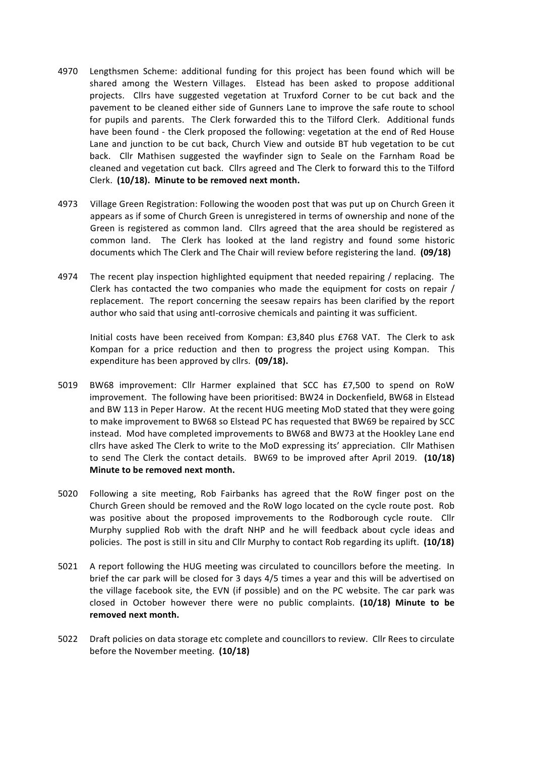4970 Lengthsmen Scheme: additional funding for this project has been found which will be shared among the Western Villages. Elstead has been asked to propose additional projects. Cllrs have suggested vegetation at Truxford Corner to be cut back and the pavement to be cleaned either side of Gunners Lane to improve the safe route to school for pupils and parents. The Clerk forwarded this to the Tilford Clerk. Additional funds have been found - the Clerk proposed the following: vegetation at the end of Red House Lane and junction to be cut back, Church View and outside BT hub vegetation to be cut back. Cllr Mathisen suggested the wayfinder sign to Seale on the Farnham Road be cleaned and vegetation cut back. Cllrs agreed and The Clerk to forward this to the Tilford Clerk. **(10/18). Minute to be removed next month.**

4973 Village Green Registration: Following the wooden post that was put up on Church Green it appears as if some of Church Green is unregistered in terms of ownership and none of the Green is registered as common land. Cllrs agreed that the area should be registered as common land. The Clerk has looked at the land registry and found some historic documents which The Clerk and The Chair will review before registering the land. **(09/18)**

4974 The recent play inspection highlighted equipment that needed repairing / replacing. The Clerk has contacted the two companies who made the equipment for costs on repair / replacement. The report concerning the seesaw repairs has been clarified by the report author who said that using antI-corrosive chemicals and painting it was sufficient.

Initial costs have been received from Kompan: £3,840 plus £768 VAT. The Clerk to ask Kompan for a price reduction and then to progress the project using Kompan. This expenditure has been approved by cllrs. **(09/18).**

5019 BW68 improvement: Cllr Harmer explained that SCC has £7,500 to spend on RoW improvement. The following have been prioritised: BW24 in Dockenfield, BW68 in Elstead and BW 113 in Peper Harow. At the recent HUG meeting MoD stated that they were going to make improvement to BW68 so Elstead PC has requested that BW69 be repaired by SCC instead. Mod have completed improvements to BW68 and BW73 at the Hookley Lane end cllrs have asked The Clerk to write to the MoD expressing its' appreciation. Cllr Mathisen to send The Clerk the contact details. BW69 to be improved after April 2019. **(10/18) Minute to be removed next month.**

5020 Following a site meeting, Rob Fairbanks has agreed that the RoW finger post on the Church Green should be removed and the RoW logo located on the cycle route post. Rob was positive about the proposed improvements to the Rodborough cycle route. Cllr Murphy supplied Rob with the draft NHP and he will feedback about cycle ideas and policies. The post is still in situ and Cllr Murphy to contact Rob regarding its uplift. **(10/18)**

5021 A report following the HUG meeting was circulated to councillors before the meeting. In brief the car park will be closed for 3 days 4/5 times a year and this will be advertised on the village facebook site, the EVN (if possible) and on the PC website. The car park was closed in October however there were no public complaints. **(10/18) Minute to be removed next month.**

5022 Draft policies on data storage etc complete and councillors to review. Cllr Rees to circulate before the November meeting. **(10/18)**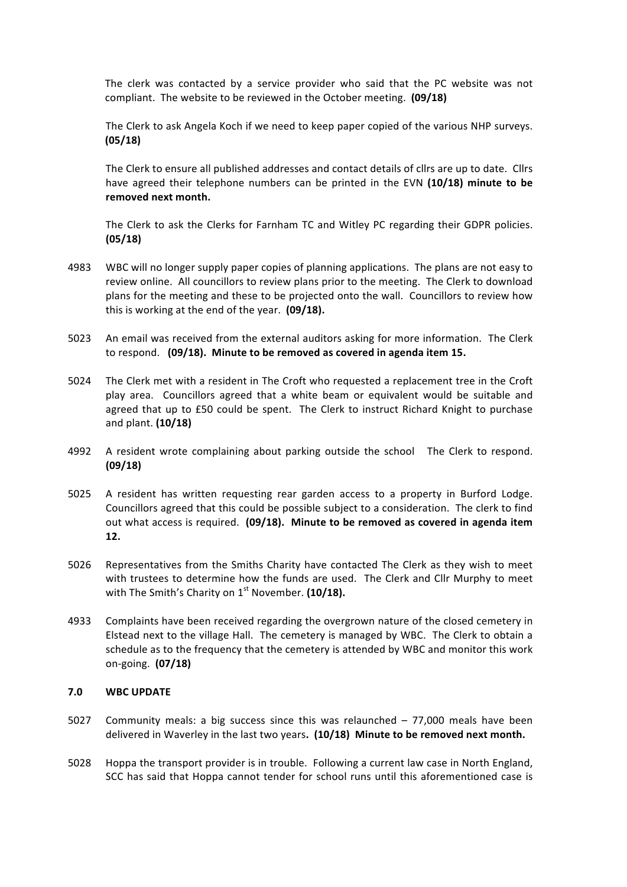The clerk was contacted by a service provider who said that the PC website was not compliant. The website to be reviewed in the October meeting. **(09/18)**

The Clerk to ask Angela Koch if we need to keep paper copied of the various NHP surveys. **(05/18)**

The Clerk to ensure all published addresses and contact details of cllrs are up to date. Cllrs have agreed their telephone numbers can be printed in the EVN **(10/18) minute to be removed next month.**

The Clerk to ask the Clerks for Farnham TC and Witley PC regarding their GDPR policies. **(05/18)**

4983 WBC will no longer supply paper copies of planning applications. The plans are not easy to review online. All councillors to review plans prior to the meeting. The Clerk to download plans for the meeting and these to be projected onto the wall. Councillors to review how this is working at the end of the year. **(09/18).**

5023 An email was received from the external auditors asking for more information. The Clerk to respond. **(09/18). Minute to be removed as covered in agenda item 15.**

5024 The Clerk met with a resident in The Croft who requested a replacement tree in the Croft play area. Councillors agreed that a white beam or equivalent would be suitable and agreed that up to £50 could be spent. The Clerk to instruct Richard Knight to purchase and plant. **(10/18)**

4992 A resident wrote complaining about parking outside the school The Clerk to respond. **(09/18)**

5025 A resident has written requesting rear garden access to a property in Burford Lodge. Councillors agreed that this could be possible subject to a consideration. The clerk to find out what access is required. **(09/18). Minute to be removed as covered in agenda item 12.**

5026 Representatives from the Smiths Charity have contacted The Clerk as they wish to meet with trustees to determine how the funds are used. The Clerk and Cllr Murphy to meet with The Smith's Charity on 1st November. **(10/18).**

4933 Complaints have been received regarding the overgrown nature of the closed cemetery in Elstead next to the village Hall. The cemetery is managed by WBC. The Clerk to obtain a schedule as to the frequency that the cemetery is attended by WBC and monitor this work on-going. **(07/18)**

## 7.0 WBC UPDATE

5027 Community meals: a big success since this was relaunched – 77,000 meals have been delivered in Waverley in the last two years**. (10/18) Minute to be removed next month.**

5028 Hoppa the transport provider is in trouble. Following a current law case in North England, SCC has said that Hoppa cannot tender for school runs until this aforementioned case is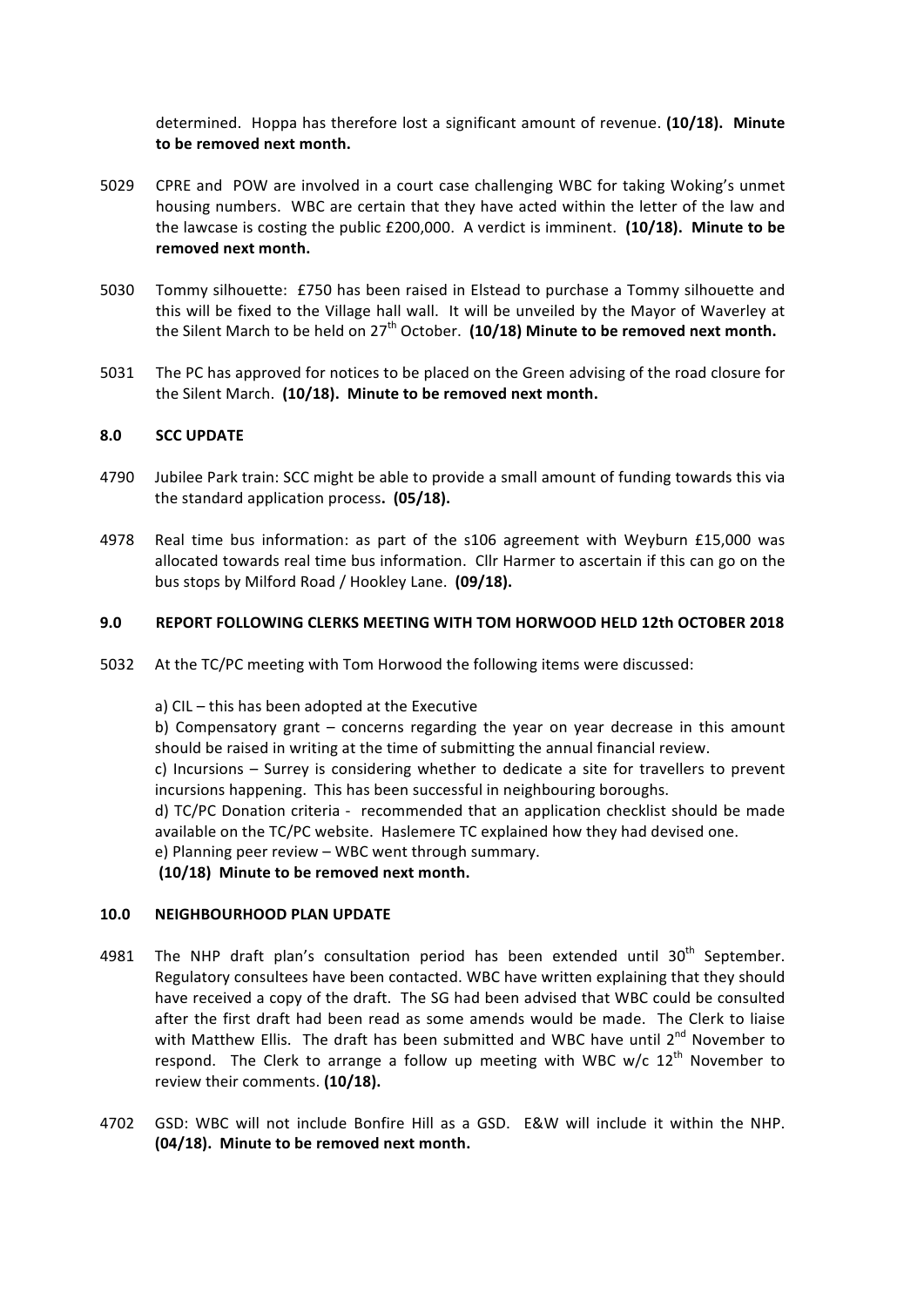determined. Hoppa has therefore lost a significant amount of revenue. **(10/18). Minute to be removed next month.**

5029 CPRE and POW are involved in a court case challenging WBC for taking Woking's unmet housing numbers. WBC are certain that they have acted within the letter of the law and the lawcase is costing the public £200,000. A verdict is imminent. **(10/18). Minute to be removed next month.**

5030 Tommy silhouette: £750 has been raised in Elstead to purchase a Tommy silhouette and this will be fixed to the Village hall wall. It will be unveiled by the Mayor of Waverley at the Silent March to be held on 27th October. **(10/18) Minute to be removed next month.**

5031 The PC has approved for notices to be placed on the Green advising of the road closure for the Silent March. **(10/18). Minute to be removed next month.**

## 8.0 SCC UPDATE

4790 Jubilee Park train: SCC might be able to provide a small amount of funding towards this via the standard application process**. (05/18).**

4978 Real time bus information: as part of the s106 agreement with Weyburn £15,000 was allocated towards real time bus information. Cllr Harmer to ascertain if this can go on the bus stops by Milford Road / Hookley Lane. **(09/18).**

## 9.0 REPORT FOLLOWING CLERKS MEETING WITH TOM HORWOOD HELD 12th OCTOBER 2018

5032 At the TC/PC meeting with Tom Horwood the following items were discussed:

a) CIL – this has been adopted at the Executive
b) Compensatory grant – concerns regarding the year on year decrease in this amount should be raised in writing at the time of submitting the annual financial review.
c) Incursions – Surrey is considering whether to dedicate a site for travellers to prevent incursions happening. This has been successful in neighbouring boroughs.
d) TC/PC Donation criteria - recommended that an application checklist should be made available on the TC/PC website. Haslemere TC explained how they had devised one.
e) Planning peer review – WBC went through summary.
**(10/18) Minute to be removed next month.**

## 10.0 NEIGHBOURHOOD PLAN UPDATE

4981 The NHP draft plan's consultation period has been extended until 30th September. Regulatory consultees have been contacted. WBC have written explaining that they should have received a copy of the draft. The SG had been advised that WBC could be consulted after the first draft had been read as some amends would be made. The Clerk to liaise with Matthew Ellis. The draft has been submitted and WBC have until 2nd November to respond. The Clerk to arrange a follow up meeting with WBC w/c 12th November to review their comments. **(10/18).**

4702 GSD: WBC will not include Bonfire Hill as a GSD. E&W will include it within the NHP. **(04/18). Minute to be removed next month.**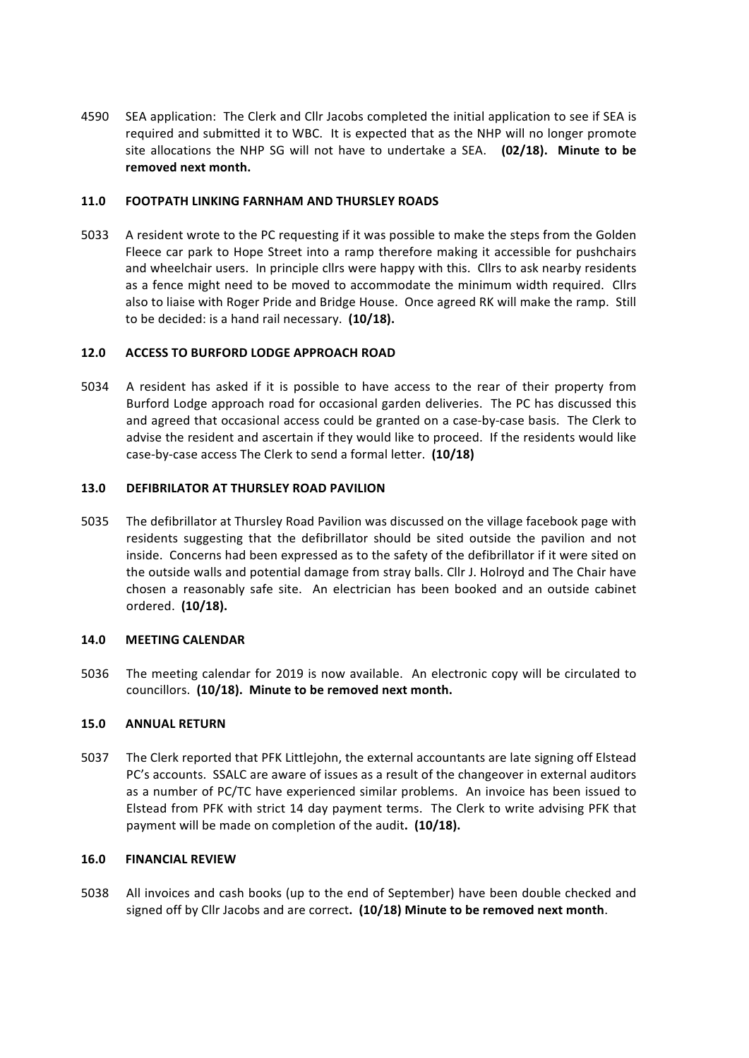4590 SEA application: The Clerk and Cllr Jacobs completed the initial application to see if SEA is required and submitted it to WBC. It is expected that as the NHP will no longer promote site allocations the NHP SG will not have to undertake a SEA. **(02/18). Minute to be removed next month.**

## 11.0 FOOTPATH LINKING FARNHAM AND THURSLEY ROADS

5033 A resident wrote to the PC requesting if it was possible to make the steps from the Golden Fleece car park to Hope Street into a ramp therefore making it accessible for pushchairs and wheelchair users. In principle cllrs were happy with this. Cllrs to ask nearby residents as a fence might need to be moved to accommodate the minimum width required. Cllrs also to liaise with Roger Pride and Bridge House. Once agreed RK will make the ramp. Still to be decided: is a hand rail necessary. **(10/18).**

## 12.0 ACCESS TO BURFORD LODGE APPROACH ROAD

5034 A resident has asked if it is possible to have access to the rear of their property from Burford Lodge approach road for occasional garden deliveries. The PC has discussed this and agreed that occasional access could be granted on a case-by-case basis. The Clerk to advise the resident and ascertain if they would like to proceed. If the residents would like case-by-case access The Clerk to send a formal letter. **(10/18)**

## 13.0 DEFIBRILATOR AT THURSLEY ROAD PAVILION

5035 The defibrillator at Thursley Road Pavilion was discussed on the village facebook page with residents suggesting that the defibrillator should be sited outside the pavilion and not inside. Concerns had been expressed as to the safety of the defibrillator if it were sited on the outside walls and potential damage from stray balls. Cllr J. Holroyd and The Chair have chosen a reasonably safe site. An electrician has been booked and an outside cabinet ordered. **(10/18).**

## 14.0 MEETING CALENDAR

5036 The meeting calendar for 2019 is now available. An electronic copy will be circulated to councillors. **(10/18). Minute to be removed next month.**

## 15.0 ANNUAL RETURN

5037 The Clerk reported that PFK Littlejohn, the external accountants are late signing off Elstead PC's accounts. SSALC are aware of issues as a result of the changeover in external auditors as a number of PC/TC have experienced similar problems. An invoice has been issued to Elstead from PFK with strict 14 day payment terms. The Clerk to write advising PFK that payment will be made on completion of the audit**. (10/18).**

## 16.0 FINANCIAL REVIEW

5038 All invoices and cash books (up to the end of September) have been double checked and signed off by Cllr Jacobs and are correct**. (10/18) Minute to be removed next month**.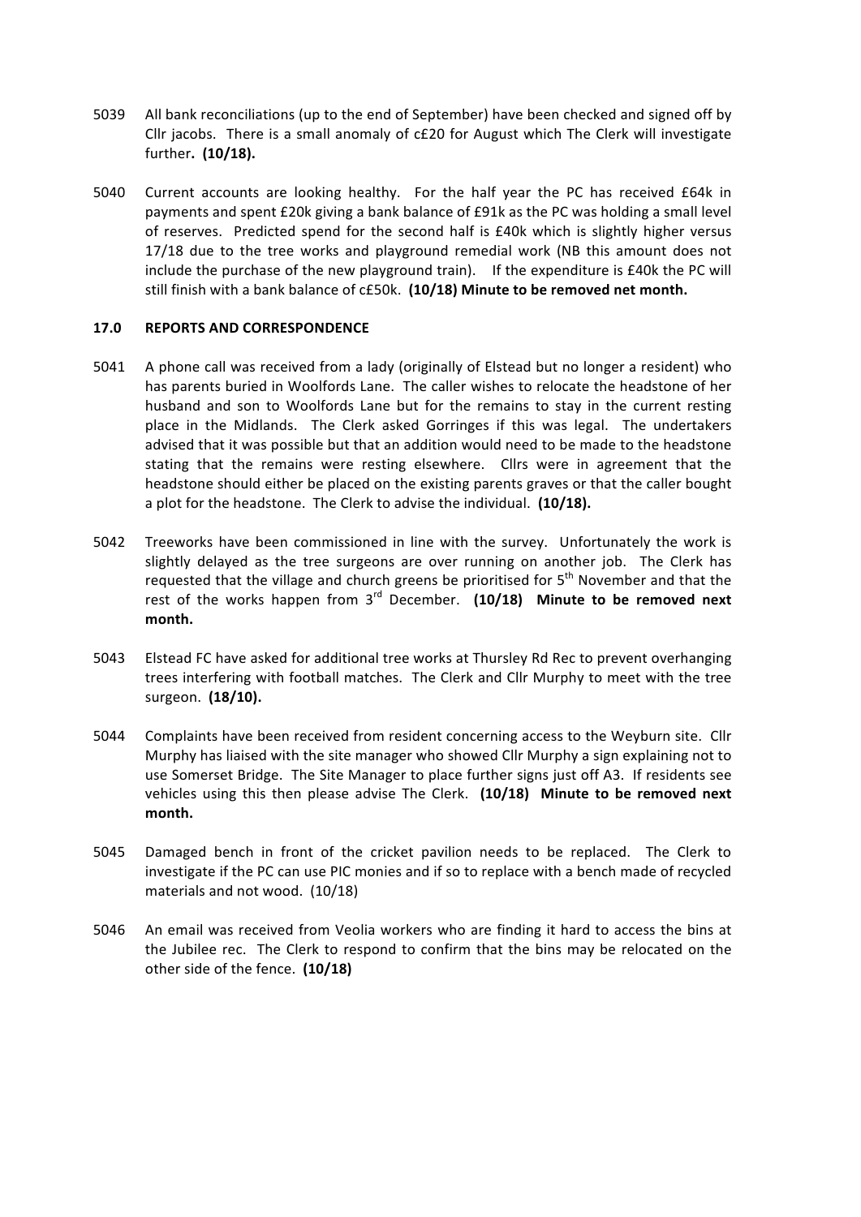5039 All bank reconciliations (up to the end of September) have been checked and signed off by Cllr jacobs. There is a small anomaly of c£20 for August which The Clerk will investigate further. **(10/18).**

5040 Current accounts are looking healthy. For the half year the PC has received £64k in payments and spent £20k giving a bank balance of £91k as the PC was holding a small level of reserves. Predicted spend for the second half is £40k which is slightly higher versus 17/18 due to the tree works and playground remedial work (NB this amount does not include the purchase of the new playground train). If the expenditure is £40k the PC will still finish with a bank balance of c£50k. **(10/18) Minute to be removed net month.**

## 17.0 REPORTS AND CORRESPONDENCE

5041 A phone call was received from a lady (originally of Elstead but no longer a resident) who has parents buried in Woolfords Lane. The caller wishes to relocate the headstone of her husband and son to Woolfords Lane but for the remains to stay in the current resting place in the Midlands. The Clerk asked Gorringes if this was legal. The undertakers advised that it was possible but that an addition would need to be made to the headstone stating that the remains were resting elsewhere. Cllrs were in agreement that the headstone should either be placed on the existing parents graves or that the caller bought a plot for the headstone. The Clerk to advise the individual. **(10/18).**

5042 Treeworks have been commissioned in line with the survey. Unfortunately the work is slightly delayed as the tree surgeons are over running on another job. The Clerk has requested that the village and church greens be prioritised for 5th November and that the rest of the works happen from 3rd December. **(10/18) Minute to be removed next month.**

5043 Elstead FC have asked for additional tree works at Thursley Rd Rec to prevent overhanging trees interfering with football matches. The Clerk and Cllr Murphy to meet with the tree surgeon. **(18/10).**

5044 Complaints have been received from resident concerning access to the Weyburn site. Cllr Murphy has liaised with the site manager who showed Cllr Murphy a sign explaining not to use Somerset Bridge. The Site Manager to place further signs just off A3. If residents see vehicles using this then please advise The Clerk. **(10/18) Minute to be removed next month.**

5045 Damaged bench in front of the cricket pavilion needs to be replaced. The Clerk to investigate if the PC can use PIC monies and if so to replace with a bench made of recycled materials and not wood. (10/18)

5046 An email was received from Veolia workers who are finding it hard to access the bins at the Jubilee rec. The Clerk to respond to confirm that the bins may be relocated on the other side of the fence. **(10/18)**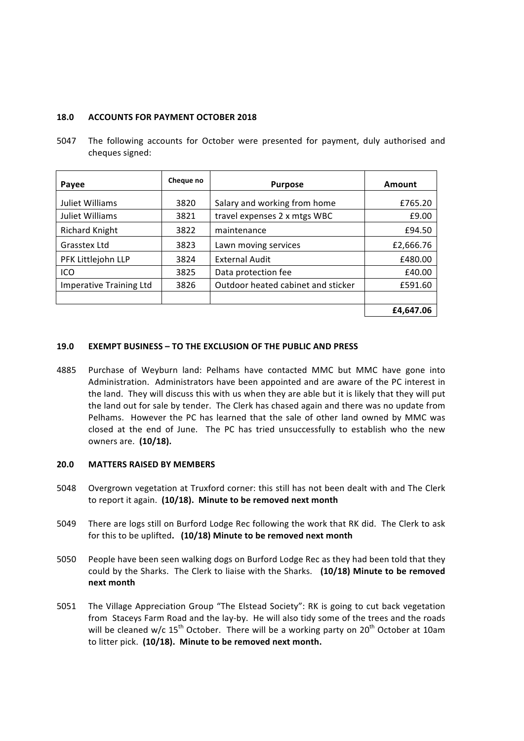## 18.0 ACCOUNTS FOR PAYMENT OCTOBER 2018

5047 The following accounts for October were presented for payment, duly authorised and cheques signed:

| Payee | Cheque no | Purpose | Amount |
|---|---|---|---|
| Juliet Williams | 3820 | Salary and working from home | £765.20 |
| Juliet Williams | 3821 | travel expenses 2 x mtgs WBC | £9.00 |
| Richard Knight | 3822 | maintenance | £94.50 |
| Grasstex Ltd | 3823 | Lawn moving services | £2,666.76 |
| PFK Littlejohn LLP | 3824 | External Audit | £480.00 |
| ICO | 3825 | Data protection fee | £40.00 |
| Imperative Training Ltd | 3826 | Outdoor heated cabinet and sticker | £591.60 |
| | | | |
| | | | **£4,647.06** |

## 19.0 EXEMPT BUSINESS – TO THE EXCLUSION OF THE PUBLIC AND PRESS

4885 Purchase of Weyburn land: Pelhams have contacted MMC but MMC have gone into Administration. Administrators have been appointed and are aware of the PC interest in the land. They will discuss this with us when they are able but it is likely that they will put the land out for sale by tender. The Clerk has chased again and there was no update from Pelhams. However the PC has learned that the sale of other land owned by MMC was closed at the end of June. The PC has tried unsuccessfully to establish who the new owners are. **(10/18).**

## 20.0 MATTERS RAISED BY MEMBERS

5048 Overgrown vegetation at Truxford corner: this still has not been dealt with and The Clerk to report it again. **(10/18). Minute to be removed next month**

5049 There are logs still on Burford Lodge Rec following the work that RK did. The Clerk to ask for this to be uplifted**. (10/18) Minute to be removed next month**

5050 People have been seen walking dogs on Burford Lodge Rec as they had been told that they could by the Sharks. The Clerk to liaise with the Sharks. **(10/18) Minute to be removed next month**

5051 The Village Appreciation Group "The Elstead Society": RK is going to cut back vegetation from Staceys Farm Road and the lay-by. He will also tidy some of the trees and the roads will be cleaned w/c 15th October. There will be a working party on 20th October at 10am to litter pick. **(10/18). Minute to be removed next month.**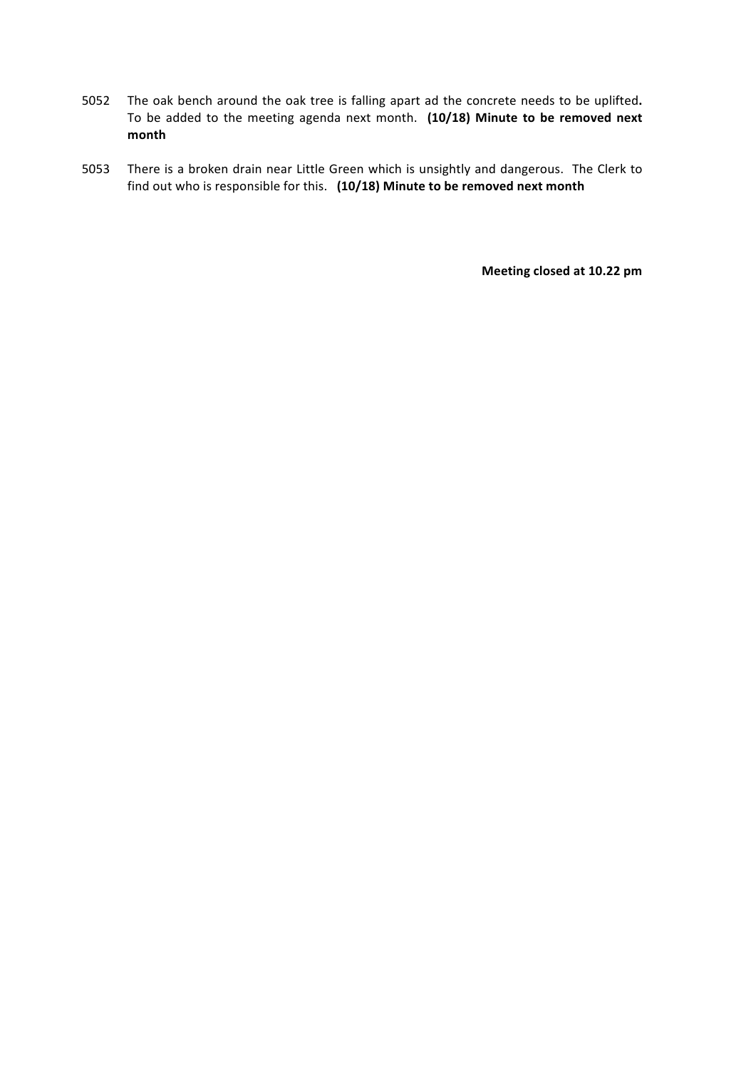5052 The oak bench around the oak tree is falling apart ad the concrete needs to be uplifted**.** To be added to the meeting agenda next month. **(10/18) Minute to be removed next month**

5053 There is a broken drain near Little Green which is unsightly and dangerous. The Clerk to find out who is responsible for this. **(10/18) Minute to be removed next month**

**Meeting closed at 10.22 pm**